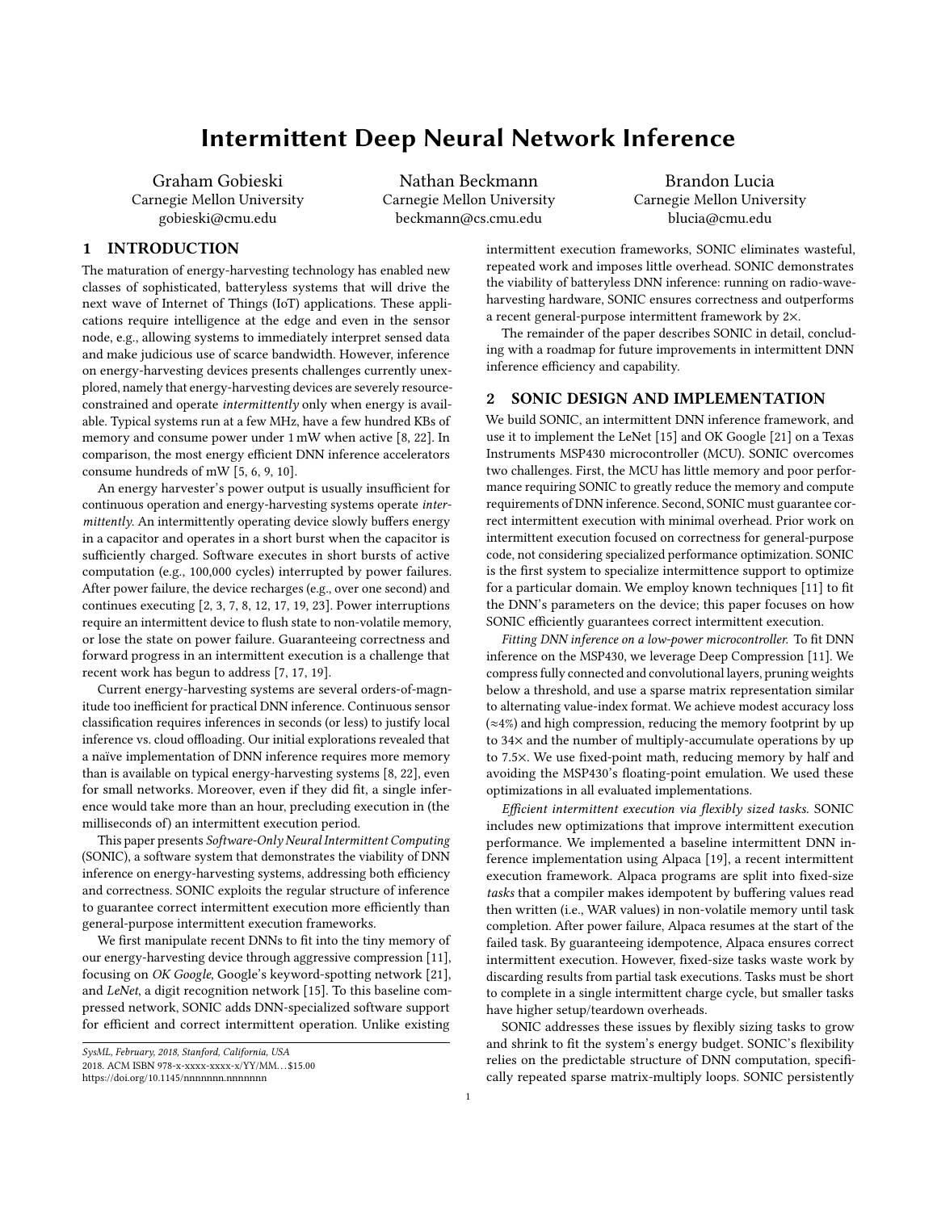# Intermittent Deep Neural Network Inference

Graham Gobieski
Carnegie Mellon University
gobieski@cmu.edu

Nathan Beckmann
Carnegie Mellon University
beckmann@cs.cmu.edu

Brandon Lucia
Carnegie Mellon University
blucia@cmu.edu

## 1 INTRODUCTION

The maturation of energy-harvesting technology has enabled new classes of sophisticated, batteryless systems that will drive the next wave of Internet of Things (IoT) applications. These applications require intelligence at the edge and even in the sensor node, e.g., allowing systems to immediately interpret sensed data and make judicious use of scarce bandwidth. However, inference on energy-harvesting devices presents challenges currently unexplored, namely that energy-harvesting devices are severely resource-constrained and operate *intermittently* only when energy is available. Typical systems run at a few MHz, have a few hundred KBs of memory and consume power under 1 mW when active [8, 22]. In comparison, the most energy efficient DNN inference accelerators consume hundreds of mW [5, 6, 9, 10].

An energy harvester's power output is usually insufficient for continuous operation and energy-harvesting systems operate *intermittently*. An intermittently operating device slowly buffers energy in a capacitor and operates in a short burst when the capacitor is sufficiently charged. Software executes in short bursts of active computation (e.g., 100,000 cycles) interrupted by power failures. After power failure, the device recharges (e.g., over one second) and continues executing [2, 3, 7, 8, 12, 17, 19, 23]. Power interruptions require an intermittent device to flush state to non-volatile memory, or lose the state on power failure. Guaranteeing correctness and forward progress in an intermittent execution is a challenge that recent work has begun to address [7, 17, 19].

Current energy-harvesting systems are several orders-of-magnitude too inefficient for practical DNN inference. Continuous sensor classification requires inferences in seconds (or less) to justify local inference vs. cloud offloading. Our initial explorations revealed that a naïve implementation of DNN inference requires more memory than is available on typical energy-harvesting systems [8, 22], even for small networks. Moreover, even if they did fit, a single inference would take more than an hour, precluding execution in (the milliseconds of) an intermittent execution period.

This paper presents *Software-Only Neural Intermittent Computing* (SONIC), a software system that demonstrates the viability of DNN inference on energy-harvesting systems, addressing both efficiency and correctness. SONIC exploits the regular structure of inference to guarantee correct intermittent execution more efficiently than general-purpose intermittent execution frameworks.

We first manipulate recent DNNs to fit into the tiny memory of our energy-harvesting device through aggressive compression [11], focusing on *OK Google*, Google's keyword-spotting network [21], and *LeNet*, a digit recognition network [15]. To this baseline compressed network, SONIC adds DNN-specialized software support for efficient and correct intermittent operation. Unlike existing intermittent execution frameworks, SONIC eliminates wasteful, repeated work and imposes little overhead. SONIC demonstrates the viability of batteryless DNN inference: running on radio-wave-harvesting hardware, SONIC ensures correctness and outperforms a recent general-purpose intermittent framework by 2×.

The remainder of the paper describes SONIC in detail, concluding with a roadmap for future improvements in intermittent DNN inference efficiency and capability.

## 2 SONIC DESIGN AND IMPLEMENTATION

We build SONIC, an intermittent DNN inference framework, and use it to implement the LeNet [15] and OK Google [21] on a Texas Instruments MSP430 microcontroller (MCU). SONIC overcomes two challenges. First, the MCU has little memory and poor performance requiring SONIC to greatly reduce the memory and compute requirements of DNN inference. Second, SONIC must guarantee correct intermittent execution with minimal overhead. Prior work on intermittent execution focused on correctness for general-purpose code, not considering specialized performance optimization. SONIC is the first system to specialize intermittence support to optimize for a particular domain. We employ known techniques [11] to fit the DNN's parameters on the device; this paper focuses on how SONIC efficiently guarantees correct intermittent execution.

*Fitting DNN inference on a low-power microcontroller.* To fit DNN inference on the MSP430, we leverage Deep Compression [11]. We compress fully connected and convolutional layers, pruning weights below a threshold, and use a sparse matrix representation similar to alternating value-index format. We achieve modest accuracy loss (≈4%) and high compression, reducing the memory footprint by up to 34× and the number of multiply-accumulate operations by up to 7.5×. We use fixed-point math, reducing memory by half and avoiding the MSP430's floating-point emulation. We used these optimizations in all evaluated implementations.

*Efficient intermittent execution via flexibly sized tasks.* SONIC includes new optimizations that improve intermittent execution performance. We implemented a baseline intermittent DNN inference implementation using Alpaca [19], a recent intermittent execution framework. Alpaca programs are split into fixed-size *tasks* that a compiler makes idempotent by buffering values read then written (i.e., WAR values) in non-volatile memory until task completion. After power failure, Alpaca resumes at the start of the failed task. By guaranteeing idempotence, Alpaca ensures correct intermittent execution. However, fixed-size tasks waste work by discarding results from partial task executions. Tasks must be short to complete in a single intermittent charge cycle, but smaller tasks have higher setup/teardown overheads.

SONIC addresses these issues by flexibly sizing tasks to grow and shrink to fit the system's energy budget. SONIC's flexibility relies on the predictable structure of DNN computation, specifically repeated sparse matrix-multiply loops. SONIC persistently

SysML, February, 2018, Stanford, California, USA
2018. ACM ISBN 978-x-xxxx-xxxx-x/YY/MM…$15.00
https://doi.org/10.1145/nnnnnnn.nnnnnnn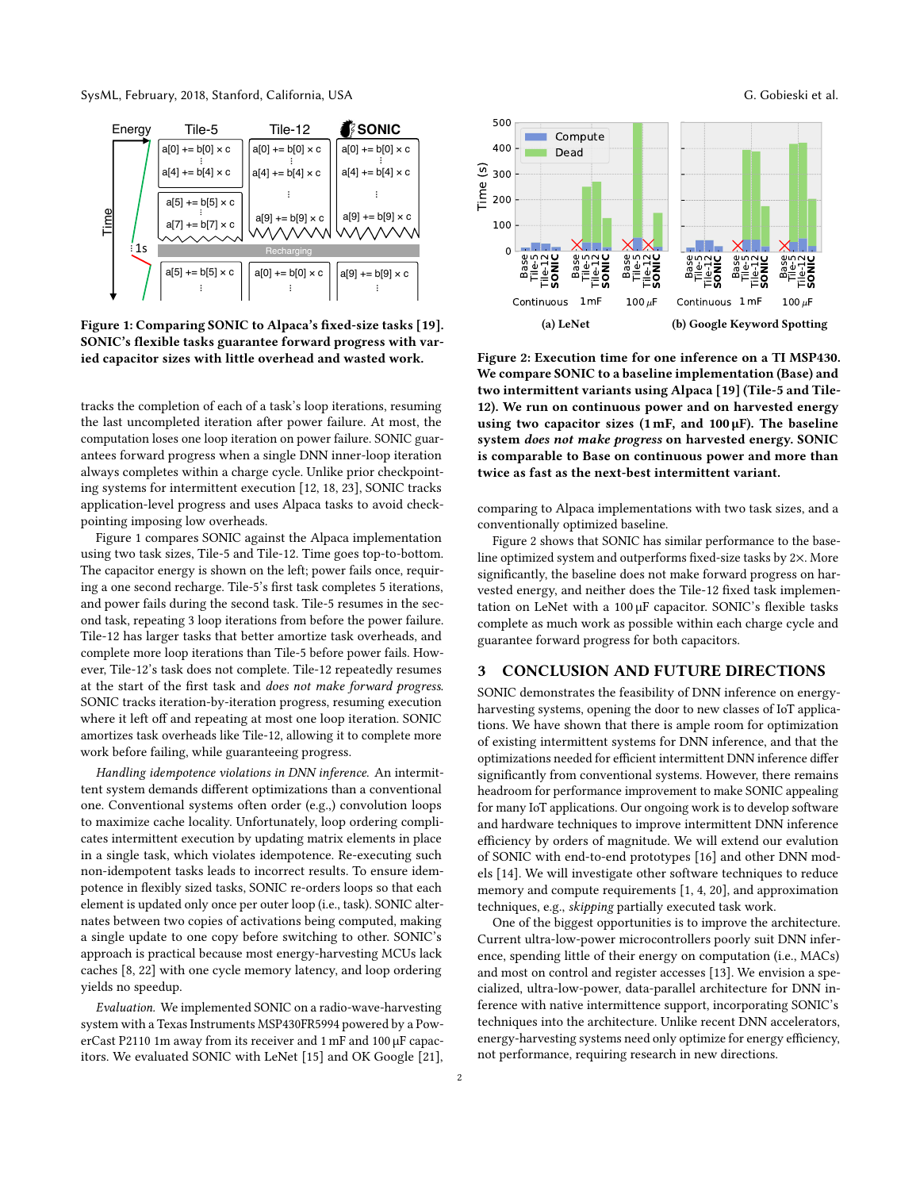Figure 1: Comparing SONIC to Alpaca's fixed-size tasks [19]. SONIC's flexible tasks guarantee forward progress with varied capacitor sizes with little overhead and wasted work.

tracks the completion of each of a task's loop iterations, resuming the last uncompleted iteration after power failure. At most, the computation loses one loop iteration on power failure. SONIC guarantees forward progress when a single DNN inner-loop iteration always completes within a charge cycle. Unlike prior checkpointing systems for intermittent execution [12, 18, 23], SONIC tracks application-level progress and uses Alpaca tasks to avoid checkpointing imposing low overheads.

Figure 1 compares SONIC against the Alpaca implementation using two task sizes, Tile-5 and Tile-12. Time goes top-to-bottom. The capacitor energy is shown on the left; power fails once, requiring a one second recharge. Tile-5's first task completes 5 iterations, and power fails during the second task. Tile-5 resumes in the second task, repeating 3 loop iterations from before the power failure. Tile-12 has larger tasks that better amortize task overheads, and complete more loop iterations than Tile-5 before power fails. However, Tile-12's task does not complete. Tile-12 repeatedly resumes at the start of the first task and *does not make forward progress*. SONIC tracks iteration-by-iteration progress, resuming execution where it left off and repeating at most one loop iteration. SONIC amortizes task overheads like Tile-12, allowing it to complete more work before failing, while guaranteeing progress.

*Handling idempotence violations in DNN inference.* An intermittent system demands different optimizations than a conventional one. Conventional systems often order (e.g.,) convolution loops to maximize cache locality. Unfortunately, loop ordering complicates intermittent execution by updating matrix elements in place in a single task, which violates idempotence. Re-executing such non-idempotent tasks leads to incorrect results. To ensure idempotence in flexibly sized tasks, SONIC re-orders loops so that each element is updated only once per outer loop (i.e., task). SONIC alternates between two copies of activations being computed, making a single update to one copy before switching to other. SONIC's approach is practical because most energy-harvesting MCUs lack caches [8, 22] with one cycle memory latency, and loop ordering yields no speedup.

*Evaluation.* We implemented SONIC on a radio-wave-harvesting system with a Texas Instruments MSP430FR5994 powered by a PowerCast P2110 1m away from its receiver and 1 mF and 100 μF capacitors. We evaluated SONIC with LeNet [15] and OK Google [21], comparing to Alpaca implementations with two task sizes, and a conventionally optimized baseline.

Figure 2: Execution time for one inference on a TI MSP430. We compare SONIC to a baseline implementation (Base) and two intermittent variants using Alpaca [19] (Tile-5 and Tile-12). We run on continuous power and on harvested energy using two capacitor sizes (1 mF, and 100 μF). The baseline system *does not make progress* on harvested energy. SONIC is comparable to Base on continuous power and more than twice as fast as the next-best intermittent variant.

Figure 2 shows that SONIC has similar performance to the baseline optimized system and outperforms fixed-size tasks by 2×. More significantly, the baseline does not make forward progress on harvested energy, and neither does the Tile-12 fixed task implementation on LeNet with a 100 μF capacitor. SONIC's flexible tasks complete as much work as possible within each charge cycle and guarantee forward progress for both capacitors.

# 3 CONCLUSION AND FUTURE DIRECTIONS

SONIC demonstrates the feasibility of DNN inference on energy-harvesting systems, opening the door to new classes of IoT applications. We have shown that there is ample room for optimization of existing intermittent systems for DNN inference, and that the optimizations needed for efficient intermittent DNN inference differ significantly from conventional systems. However, there remains headroom for performance improvement to make SONIC appealing for many IoT applications. Our ongoing work is to develop software and hardware techniques to improve intermittent DNN inference efficiency by orders of magnitude. We will extend our evalution of SONIC with end-to-end prototypes [16] and other DNN models [14]. We will investigate other software techniques to reduce memory and compute requirements [1, 4, 20], and approximation techniques, e.g., *skipping* partially executed task work.

One of the biggest opportunities is to improve the architecture. Current ultra-low-power microcontrollers poorly suit DNN inference, spending little of their energy on computation (i.e., MACs) and most on control and register accesses [13]. We envision a specialized, ultra-low-power, data-parallel architecture for DNN inference with native intermittence support, incorporating SONIC's techniques into the architecture. Unlike recent DNN accelerators, energy-harvesting systems need only optimize for energy efficiency, not performance, requiring research in new directions.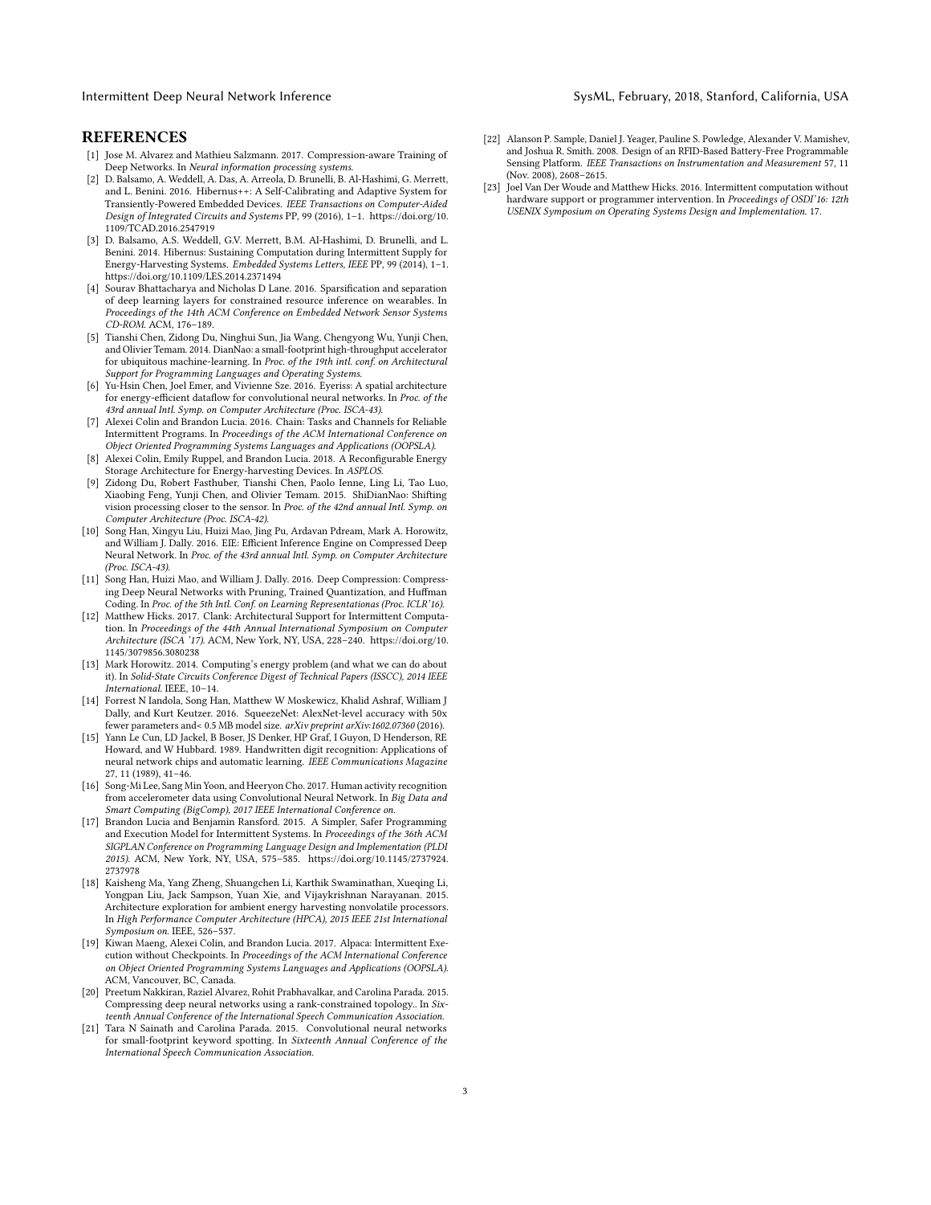## REFERENCES

- [1] Jose M. Alvarez and Mathieu Salzmann. 2017. Compression-aware Training of Deep Networks. In *Neural information processing systems*.
- [2] D. Balsamo, A. Weddell, A. Das, A. Arreola, D. Brunelli, B. Al-Hashimi, G. Merrett, and L. Benini. 2016. Hibernus++: A Self-Calibrating and Adaptive System for Transiently-Powered Embedded Devices. *IEEE Transactions on Computer-Aided Design of Integrated Circuits and Systems* PP, 99 (2016), 1–1. https://doi.org/10.1109/TCAD.2016.2547919
- [3] D. Balsamo, A.S. Weddell, G.V. Merrett, B.M. Al-Hashimi, D. Brunelli, and L. Benini. 2014. Hibernus: Sustaining Computation during Intermittent Supply for Energy-Harvesting Systems. *Embedded Systems Letters, IEEE* PP, 99 (2014), 1–1. https://doi.org/10.1109/LES.2014.2371494
- [4] Sourav Bhattacharya and Nicholas D Lane. 2016. Sparsification and separation of deep learning layers for constrained resource inference on wearables. In *Proceedings of the 14th ACM Conference on Embedded Network Sensor Systems CD-ROM*. ACM, 176–189.
- [5] Tianshi Chen, Zidong Du, Ninghui Sun, Jia Wang, Chengyong Wu, Yunji Chen, and Olivier Temam. 2014. DianNao: a small-footprint high-throughput accelerator for ubiquitous machine-learning. In *Proc. of the 19th intl. conf. on Architectural Support for Programming Languages and Operating Systems*.
- [6] Yu-Hsin Chen, Joel Emer, and Vivienne Sze. 2016. Eyeriss: A spatial architecture for energy-efficient dataflow for convolutional neural networks. In *Proc. of the 43rd annual Intl. Symp. on Computer Architecture (Proc. ISCA-43)*.
- [7] Alexei Colin and Brandon Lucia. 2016. Chain: Tasks and Channels for Reliable Intermittent Programs. In *Proceedings of the ACM International Conference on Object Oriented Programming Systems Languages and Applications (OOPSLA)*.
- [8] Alexei Colin, Emily Ruppel, and Brandon Lucia. 2018. A Reconfigurable Energy Storage Architecture for Energy-harvesting Devices. In *ASPLOS*.
- [9] Zidong Du, Robert Fasthuber, Tianshi Chen, Paolo Ienne, Ling Li, Tao Luo, Xiaobing Feng, Yunji Chen, and Olivier Temam. 2015. ShiDianNao: Shifting vision processing closer to the sensor. In *Proc. of the 42nd annual Intl. Symp. on Computer Architecture (Proc. ISCA-42)*.
- [10] Song Han, Xingyu Liu, Huizi Mao, Jing Pu, Ardavan Pdream, Mark A. Horowitz, and William J. Dally. 2016. EIE: Efficient Inference Engine on Compressed Deep Neural Network. In *Proc. of the 43rd annual Intl. Symp. on Computer Architecture (Proc. ISCA-43)*.
- [11] Song Han, Huizi Mao, and William J. Dally. 2016. Deep Compression: Compressing Deep Neural Networks with Pruning, Trained Quantization, and Huffman Coding. In *Proc. of the 5th Intl. Conf. on Learning Representationas (Proc. ICLR'16)*.
- [12] Matthew Hicks. 2017. Clank: Architectural Support for Intermittent Computation. In *Proceedings of the 44th Annual International Symposium on Computer Architecture (ISCA '17)*. ACM, New York, NY, USA, 228–240. https://doi.org/10.1145/3079856.3080238
- [13] Mark Horowitz. 2014. Computing's energy problem (and what we can do about it). In *Solid-State Circuits Conference Digest of Technical Papers (ISSCC), 2014 IEEE International*. IEEE, 10–14.
- [14] Forrest N Iandola, Song Han, Matthew W Moskewicz, Khalid Ashraf, William J Dally, and Kurt Keutzer. 2016. SqueezeNet: AlexNet-level accuracy with 50x fewer parameters and< 0.5 MB model size. *arXiv preprint arXiv:1602.07360* (2016).
- [15] Yann Le Cun, LD Jackel, B Boser, JS Denker, HP Graf, I Guyon, D Henderson, RE Howard, and W Hubbard. 1989. Handwritten digit recognition: Applications of neural network chips and automatic learning. *IEEE Communications Magazine* 27, 11 (1989), 41–46.
- [16] Song-Mi Lee, Sang Min Yoon, and Heeryon Cho. 2017. Human activity recognition from accelerometer data using Convolutional Neural Network. In *Big Data and Smart Computing (BigComp), 2017 IEEE International Conference on*.
- [17] Brandon Lucia and Benjamin Ransford. 2015. A Simpler, Safer Programming and Execution Model for Intermittent Systems. In *Proceedings of the 36th ACM SIGPLAN Conference on Programming Language Design and Implementation (PLDI 2015)*. ACM, New York, NY, USA, 575–585. https://doi.org/10.1145/2737924.2737978
- [18] Kaisheng Ma, Yang Zheng, Shuangchen Li, Karthik Swaminathan, Xueqing Li, Yongpan Liu, Jack Sampson, Yuan Xie, and Vijaykrishnan Narayanan. 2015. Architecture exploration for ambient energy harvesting nonvolatile processors. In *High Performance Computer Architecture (HPCA), 2015 IEEE 21st International Symposium on*. IEEE, 526–537.
- [19] Kiwan Maeng, Alexei Colin, and Brandon Lucia. 2017. Alpaca: Intermittent Execution without Checkpoints. In *Proceedings of the ACM International Conference on Object Oriented Programming Systems Languages and Applications (OOPSLA)*. ACM, Vancouver, BC, Canada.
- [20] Preetum Nakkiran, Raziel Alvarez, Rohit Prabhavalkar, and Carolina Parada. 2015. Compressing deep neural networks using a rank-constrained topology.. In *Sixteenth Annual Conference of the International Speech Communication Association*.
- [21] Tara N Sainath and Carolina Parada. 2015. Convolutional neural networks for small-footprint keyword spotting. In *Sixteenth Annual Conference of the International Speech Communication Association*.
- [22] Alanson P. Sample, Daniel J. Yeager, Pauline S. Powledge, Alexander V. Mamishev, and Joshua R. Smith. 2008. Design of an RFID-Based Battery-Free Programmable Sensing Platform. *IEEE Transactions on Instrumentation and Measurement* 57, 11 (Nov. 2008), 2608–2615.
- [23] Joel Van Der Woude and Matthew Hicks. 2016. Intermittent computation without hardware support or programmer intervention. In *Proceedings of OSDI'16: 12th USENIX Symposium on Operating Systems Design and Implementation*. 17.